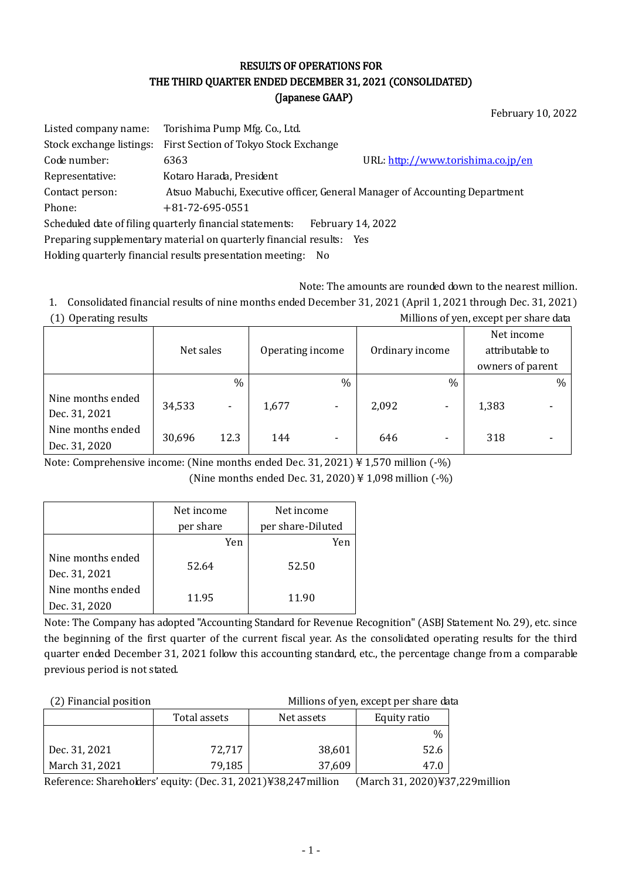# RESULTS OF OPERATIONS FOR THE THIRD QUARTER ENDED DECEMBER 31, 2021 (CONSOLIDATED)
## (Japanese GAAP)

February 10, 2022

Listed company name: Torishima Pump Mfg. Co., Ltd.
Stock exchange listings: First Section of Tokyo Stock Exchange
Code number: 6363 URL: http://www.torishima.co.jp/en
Representative: Kotaro Harada, President
Contact person: Atsuo Mabuchi, Executive officer, General Manager of Accounting Department
Phone: +81-72-695-0551
Scheduled date of filing quarterly financial statements: February 14, 2022
Preparing supplementary material on quarterly financial results: Yes
Holding quarterly financial results presentation meeting: No

Note: The amounts are rounded down to the nearest million.

1. Consolidated financial results of nine months ended December 31, 2021 (April 1, 2021 through Dec. 31, 2021)

(1) Operating results

Millions of yen, except per share data

| | Net sales | | Operating income | | Ordinary income | | Net income attributable to owners of parent | |
|---|---|---|---|---|---|---|---|---|
| | | % | | % | | % | | % |
| Nine months ended Dec. 31, 2021 | 34,533 | - | 1,677 | - | 2,092 | - | 1,383 | - |
| Nine months ended Dec. 31, 2020 | 30,696 | 12.3 | 144 | - | 646 | - | 318 | - |

Note: Comprehensive income: (Nine months ended Dec. 31, 2021) ¥ 1,570 million (-%)
(Nine months ended Dec. 31, 2020) ¥ 1,098 million (-%)

| | Net income per share | Net income per share-Diluted |
|---|---|---|
| | Yen | Yen |
| Nine months ended Dec. 31, 2021 | 52.64 | 52.50 |
| Nine months ended Dec. 31, 2020 | 11.95 | 11.90 |

Note: The Company has adopted "Accounting Standard for Revenue Recognition" (ASBJ Statement No. 29), etc. since the beginning of the first quarter of the current fiscal year. As the consolidated operating results for the third quarter ended December 31, 2021 follow this accounting standard, etc., the percentage change from a comparable previous period is not stated.

(2) Financial position

Millions of yen, except per share data

| | Total assets | Net assets | Equity ratio |
|---|---|---|---|
| | | | % |
| Dec. 31, 2021 | 72,717 | 38,601 | 52.6 |
| March 31, 2021 | 79,185 | 37,609 | 47.0 |

Reference: Shareholders' equity: (Dec. 31, 2021)¥38,247million (March 31, 2020)¥37,229million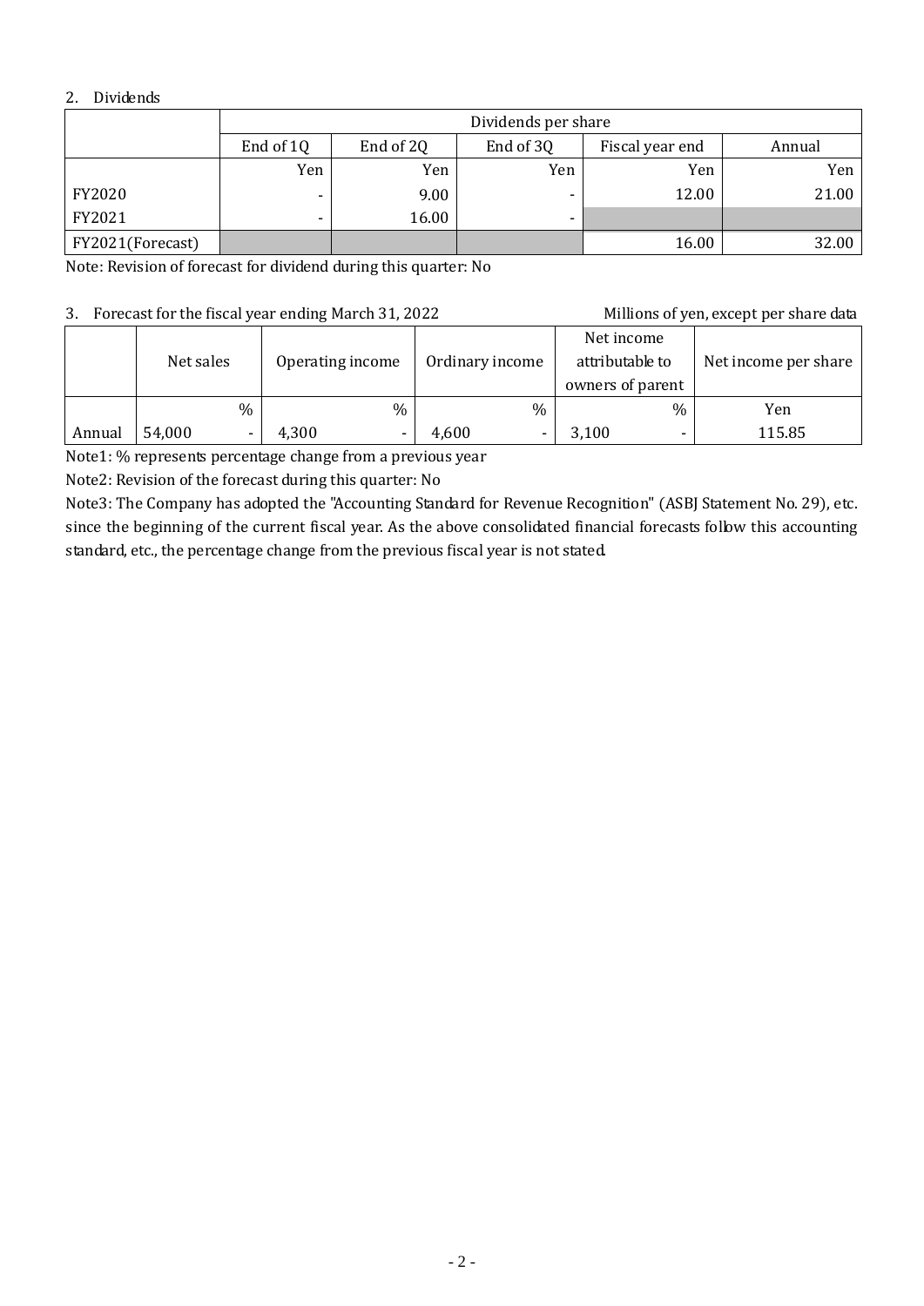## 2. Dividends

| | Dividends per share | | | | |
|---|---|---|---|---|---|
| | End of 1Q | End of 2Q | End of 3Q | Fiscal year end | Annual |
| | Yen | Yen | Yen | Yen | Yen |
| FY2020 | - | 9.00 | - | 12.00 | 21.00 |
| FY2021 | - | 16.00 | - | | |
| FY2021(Forecast) | | | | 16.00 | 32.00 |

Note: Revision of forecast for dividend during this quarter: No

## 3. Forecast for the fiscal year ending March 31, 2022

Millions of yen, except per share data

| | Net sales | | Operating income | | Ordinary income | | Net income attributable to owners of parent | | Net income per share |
|---|---|---|---|---|---|---|---|---|---|
| | | % | | % | | % | | % | Yen |
| Annual | 54,000 | - | 4,300 | - | 4,600 | - | 3,100 | - | 115.85 |

Note1: % represents percentage change from a previous year

Note2: Revision of the forecast during this quarter: No

Note3: The Company has adopted the "Accounting Standard for Revenue Recognition" (ASBJ Statement No. 29), etc. since the beginning of the current fiscal year. As the above consolidated financial forecasts follow this accounting standard, etc., the percentage change from the previous fiscal year is not stated.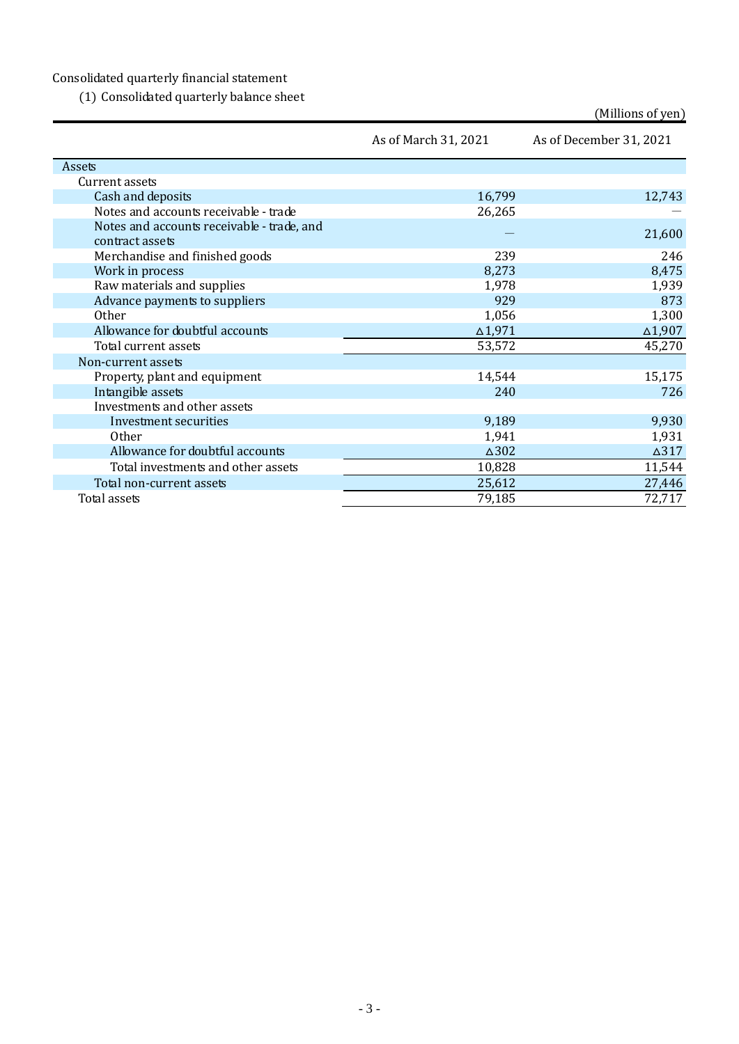Consolidated quarterly financial statement

(1) Consolidated quarterly balance sheet

(Millions of yen)

| | As of March 31, 2021 | As of December 31, 2021 |
|---|---|---|
| Assets | | |
| Current assets | | |
| Cash and deposits | 16,799 | 12,743 |
| Notes and accounts receivable - trade | 26,265 | — |
| Notes and accounts receivable - trade, and contract assets | — | 21,600 |
| Merchandise and finished goods | 239 | 246 |
| Work in process | 8,273 | 8,475 |
| Raw materials and supplies | 1,978 | 1,939 |
| Advance payments to suppliers | 929 | 873 |
| Other | 1,056 | 1,300 |
| Allowance for doubtful accounts | △1,971 | △1,907 |
| Total current assets | 53,572 | 45,270 |
| Non-current assets | | |
| Property, plant and equipment | 14,544 | 15,175 |
| Intangible assets | 240 | 726 |
| Investments and other assets | | |
| Investment securities | 9,189 | 9,930 |
| Other | 1,941 | 1,931 |
| Allowance for doubtful accounts | △302 | △317 |
| Total investments and other assets | 10,828 | 11,544 |
| Total non-current assets | 25,612 | 27,446 |
| Total assets | 79,185 | 72,717 |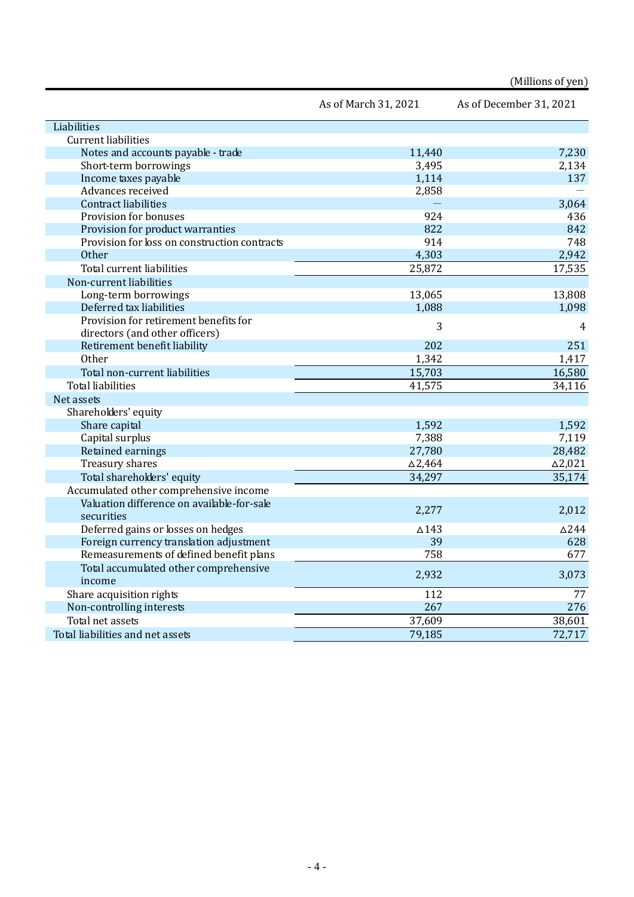(Millions of yen)

| | As of March 31, 2021 | As of December 31, 2021 |
|---|---|---|
| Liabilities | | |
| Current liabilities | | |
| Notes and accounts payable - trade | 11,440 | 7,230 |
| Short-term borrowings | 3,495 | 2,134 |
| Income taxes payable | 1,114 | 137 |
| Advances received | 2,858 | — |
| Contract liabilities | — | 3,064 |
| Provision for bonuses | 924 | 436 |
| Provision for product warranties | 822 | 842 |
| Provision for loss on construction contracts | 914 | 748 |
| Other | 4,303 | 2,942 |
| Total current liabilities | 25,872 | 17,535 |
| Non-current liabilities | | |
| Long-term borrowings | 13,065 | 13,808 |
| Deferred tax liabilities | 1,088 | 1,098 |
| Provision for retirement benefits for directors (and other officers) | 3 | 4 |
| Retirement benefit liability | 202 | 251 |
| Other | 1,342 | 1,417 |
| Total non-current liabilities | 15,703 | 16,580 |
| Total liabilities | 41,575 | 34,116 |
| Net assets | | |
| Shareholders' equity | | |
| Share capital | 1,592 | 1,592 |
| Capital surplus | 7,388 | 7,119 |
| Retained earnings | 27,780 | 28,482 |
| Treasury shares | △2,464 | △2,021 |
| Total shareholders' equity | 34,297 | 35,174 |
| Accumulated other comprehensive income | | |
| Valuation difference on available-for-sale securities | 2,277 | 2,012 |
| Deferred gains or losses on hedges | △143 | △244 |
| Foreign currency translation adjustment | 39 | 628 |
| Remeasurements of defined benefit plans | 758 | 677 |
| Total accumulated other comprehensive income | 2,932 | 3,073 |
| Share acquisition rights | 112 | 77 |
| Non-controlling interests | 267 | 276 |
| Total net assets | 37,609 | 38,601 |
| Total liabilities and net assets | 79,185 | 72,717 |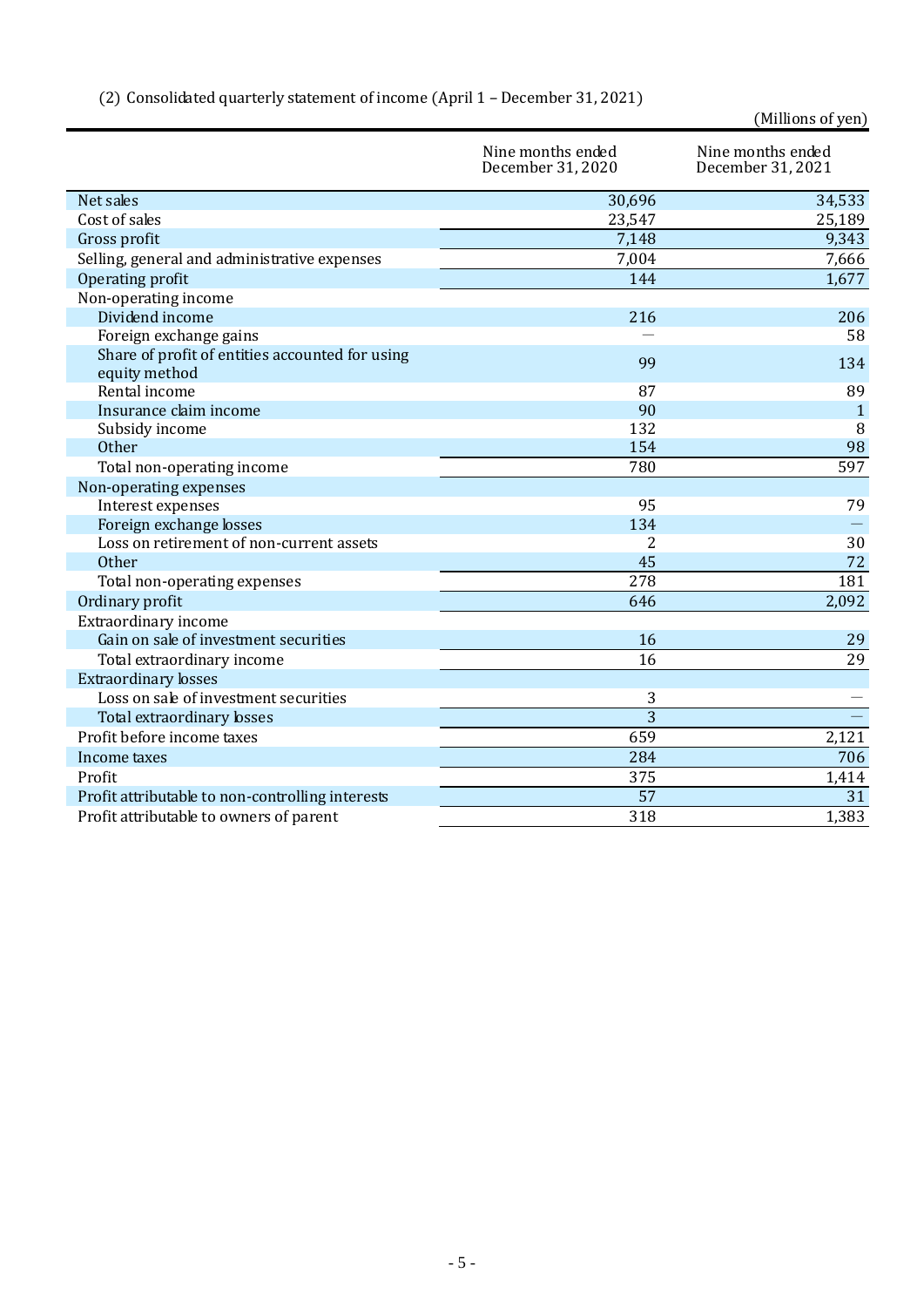(2) Consolidated quarterly statement of income (April 1 – December 31, 2021)

(Millions of yen)

| | Nine months ended December 31, 2020 | Nine months ended December 31, 2021 |
|---|---|---|
| Net sales | 30,696 | 34,533 |
| Cost of sales | 23,547 | 25,189 |
| Gross profit | 7,148 | 9,343 |
| Selling, general and administrative expenses | 7,004 | 7,666 |
| Operating profit | 144 | 1,677 |
| Non-operating income | | |
| Dividend income | 216 | 206 |
| Foreign exchange gains | — | 58 |
| Share of profit of entities accounted for using equity method | 99 | 134 |
| Rental income | 87 | 89 |
| Insurance claim income | 90 | 1 |
| Subsidy income | 132 | 8 |
| Other | 154 | 98 |
| Total non-operating income | 780 | 597 |
| Non-operating expenses | | |
| Interest expenses | 95 | 79 |
| Foreign exchange losses | 134 | — |
| Loss on retirement of non-current assets | 2 | 30 |
| Other | 45 | 72 |
| Total non-operating expenses | 278 | 181 |
| Ordinary profit | 646 | 2,092 |
| Extraordinary income | | |
| Gain on sale of investment securities | 16 | 29 |
| Total extraordinary income | 16 | 29 |
| Extraordinary losses | | |
| Loss on sale of investment securities | 3 | — |
| Total extraordinary losses | 3 | — |
| Profit before income taxes | 659 | 2,121 |
| Income taxes | 284 | 706 |
| Profit | 375 | 1,414 |
| Profit attributable to non-controlling interests | 57 | 31 |
| Profit attributable to owners of parent | 318 | 1,383 |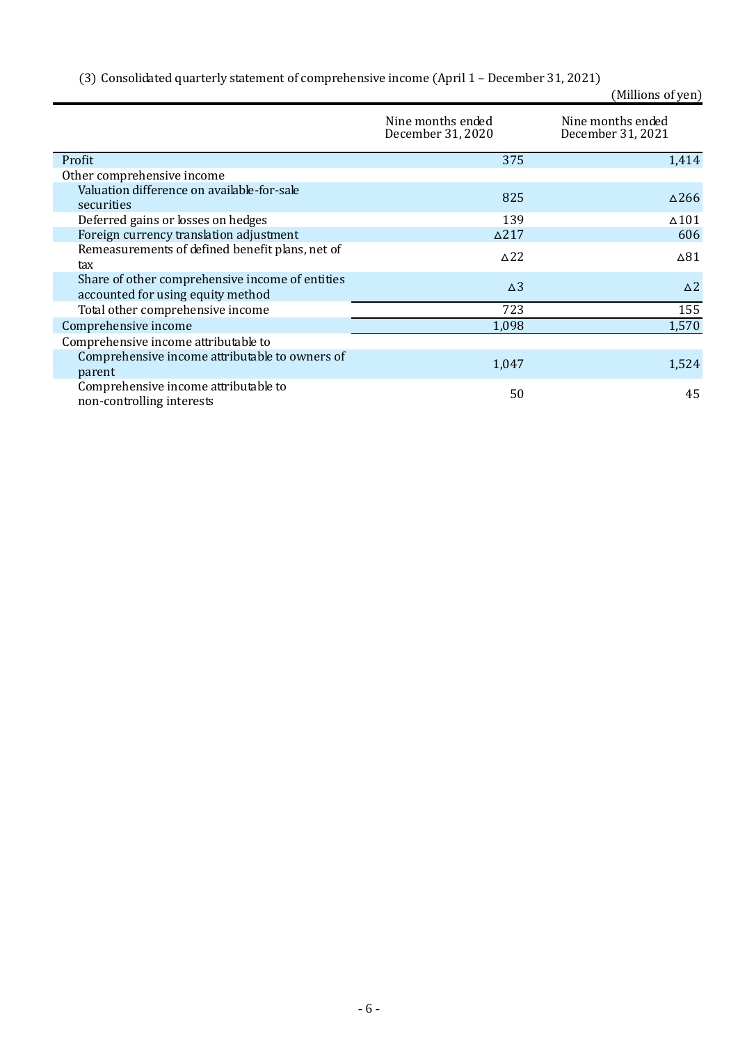(3) Consolidated quarterly statement of comprehensive income (April 1 – December 31, 2021)

(Millions of yen)

| | Nine months ended December 31, 2020 | Nine months ended December 31, 2021 |
|---|---|---|
| Profit | 375 | 1,414 |
| Other comprehensive income | | |
| Valuation difference on available-for-sale securities | 825 | △266 |
| Deferred gains or losses on hedges | 139 | △101 |
| Foreign currency translation adjustment | △217 | 606 |
| Remeasurements of defined benefit plans, net of tax | △22 | △81 |
| Share of other comprehensive income of entities accounted for using equity method | △3 | △2 |
| Total other comprehensive income | 723 | 155 |
| Comprehensive income | 1,098 | 1,570 |
| Comprehensive income attributable to | | |
| Comprehensive income attributable to owners of parent | 1,047 | 1,524 |
| Comprehensive income attributable to non-controlling interests | 50 | 45 |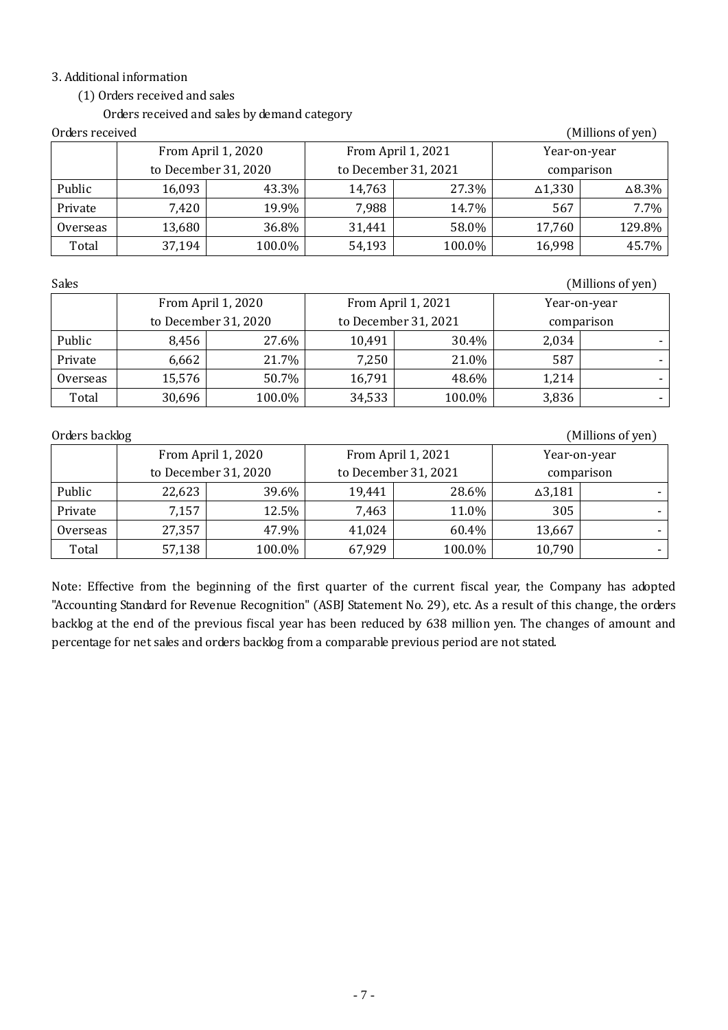3. Additional information

(1) Orders received and sales

Orders received and sales by demand category

Orders received (Millions of yen)

| | From April 1, 2020 to December 31, 2020 | | From April 1, 2021 to December 31, 2021 | | Year-on-year comparison | |
|---|---|---|---|---|---|---|
| Public | 16,093 | 43.3% | 14,763 | 27.3% | △1,330 | △8.3% |
| Private | 7,420 | 19.9% | 7,988 | 14.7% | 567 | 7.7% |
| Overseas | 13,680 | 36.8% | 31,441 | 58.0% | 17,760 | 129.8% |
| Total | 37,194 | 100.0% | 54,193 | 100.0% | 16,998 | 45.7% |

Sales (Millions of yen)

| | From April 1, 2020 to December 31, 2020 | | From April 1, 2021 to December 31, 2021 | | Year-on-year comparison | |
|---|---|---|---|---|---|---|
| Public | 8,456 | 27.6% | 10,491 | 30.4% | 2,034 | - |
| Private | 6,662 | 21.7% | 7,250 | 21.0% | 587 | - |
| Overseas | 15,576 | 50.7% | 16,791 | 48.6% | 1,214 | - |
| Total | 30,696 | 100.0% | 34,533 | 100.0% | 3,836 | - |

Orders backlog (Millions of yen)

| | From April 1, 2020 to December 31, 2020 | | From April 1, 2021 to December 31, 2021 | | Year-on-year comparison | |
|---|---|---|---|---|---|---|
| Public | 22,623 | 39.6% | 19,441 | 28.6% | △3,181 | - |
| Private | 7,157 | 12.5% | 7,463 | 11.0% | 305 | - |
| Overseas | 27,357 | 47.9% | 41,024 | 60.4% | 13,667 | - |
| Total | 57,138 | 100.0% | 67,929 | 100.0% | 10,790 | - |

Note: Effective from the beginning of the first quarter of the current fiscal year, the Company has adopted "Accounting Standard for Revenue Recognition" (ASBJ Statement No. 29), etc. As a result of this change, the orders backlog at the end of the previous fiscal year has been reduced by 638 million yen. The changes of amount and percentage for net sales and orders backlog from a comparable previous period are not stated.